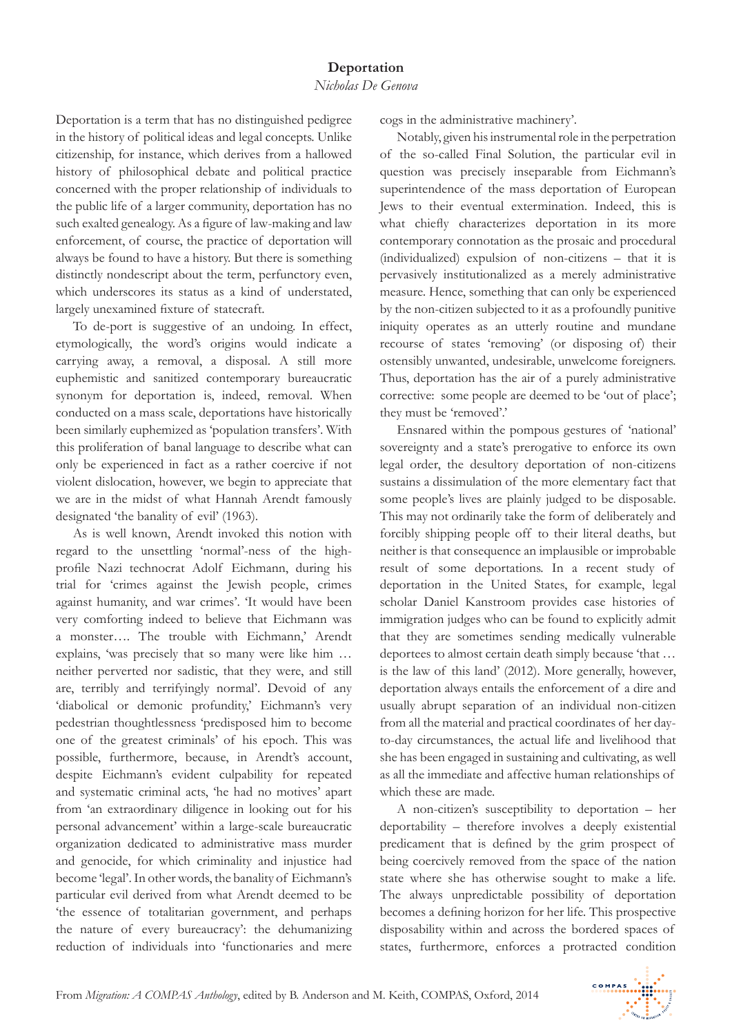# Deportation

*Nicholas De Genova*

Deportation is a term that has no distinguished pedigree in the history of political ideas and legal concepts. Unlike citizenship, for instance, which derives from a hallowed history of philosophical debate and political practice concerned with the proper relationship of individuals to the public life of a larger community, deportation has no such exalted genealogy. As a figure of law-making and law enforcement, of course, the practice of deportation will always be found to have a history. But there is something distinctly nondescript about the term, perfunctory even, which underscores its status as a kind of understated, largely unexamined fixture of statecraft.

To de-port is suggestive of an undoing. In effect, etymologically, the word's origins would indicate a carrying away, a removal, a disposal. A still more euphemistic and sanitized contemporary bureaucratic synonym for deportation is, indeed, removal. When conducted on a mass scale, deportations have historically been similarly euphemized as 'population transfers'. With this proliferation of banal language to describe what can only be experienced in fact as a rather coercive if not violent dislocation, however, we begin to appreciate that we are in the midst of what Hannah Arendt famously designated 'the banality of evil' (1963).

As is well known, Arendt invoked this notion with regard to the unsettling 'normal'-ness of the high-profile Nazi technocrat Adolf Eichmann, during his trial for 'crimes against the Jewish people, crimes against humanity, and war crimes'. 'It would have been very comforting indeed to believe that Eichmann was a monster…. The trouble with Eichmann,' Arendt explains, 'was precisely that so many were like him … neither perverted nor sadistic, that they were, and still are, terribly and terrifyingly normal'. Devoid of any 'diabolical or demonic profundity,' Eichmann's very pedestrian thoughtlessness 'predisposed him to become one of the greatest criminals' of his epoch. This was possible, furthermore, because, in Arendt's account, despite Eichmann's evident culpability for repeated and systematic criminal acts, 'he had no motives' apart from 'an extraordinary diligence in looking out for his personal advancement' within a large-scale bureaucratic organization dedicated to administrative mass murder and genocide, for which criminality and injustice had become 'legal'. In other words, the banality of Eichmann's particular evil derived from what Arendt deemed to be 'the essence of totalitarian government, and perhaps the nature of every bureaucracy': the dehumanizing reduction of individuals into 'functionaries and mere cogs in the administrative machinery'.

Notably, given his instrumental role in the perpetration of the so-called Final Solution, the particular evil in question was precisely inseparable from Eichmann's superintendence of the mass deportation of European Jews to their eventual extermination. Indeed, this is what chiefly characterizes deportation in its more contemporary connotation as the prosaic and procedural (individualized) expulsion of non-citizens – that it is pervasively institutionalized as a merely administrative measure. Hence, something that can only be experienced by the non-citizen subjected to it as a profoundly punitive iniquity operates as an utterly routine and mundane recourse of states 'removing' (or disposing of) their ostensibly unwanted, undesirable, unwelcome foreigners. Thus, deportation has the air of a purely administrative corrective: some people are deemed to be 'out of place'; they must be 'removed'.'

Ensnared within the pompous gestures of 'national' sovereignty and a state's prerogative to enforce its own legal order, the desultory deportation of non-citizens sustains a dissimulation of the more elementary fact that some people's lives are plainly judged to be disposable. This may not ordinarily take the form of deliberately and forcibly shipping people off to their literal deaths, but neither is that consequence an implausible or improbable result of some deportations. In a recent study of deportation in the United States, for example, legal scholar Daniel Kanstroom provides case histories of immigration judges who can be found to explicitly admit that they are sometimes sending medically vulnerable deportees to almost certain death simply because 'that … is the law of this land' (2012). More generally, however, deportation always entails the enforcement of a dire and usually abrupt separation of an individual non-citizen from all the material and practical coordinates of her day-to-day circumstances, the actual life and livelihood that she has been engaged in sustaining and cultivating, as well as all the immediate and affective human relationships of which these are made.

A non-citizen's susceptibility to deportation – her deportability – therefore involves a deeply existential predicament that is defined by the grim prospect of being coercively removed from the space of the nation state where she has otherwise sought to make a life. The always unpredictable possibility of deportation becomes a defining horizon for her life. This prospective disposability within and across the bordered spaces of states, furthermore, enforces a protracted condition

From *Migration: A COMPAS Anthology*, edited by B. Anderson and M. Keith, COMPAS, Oxford, 2014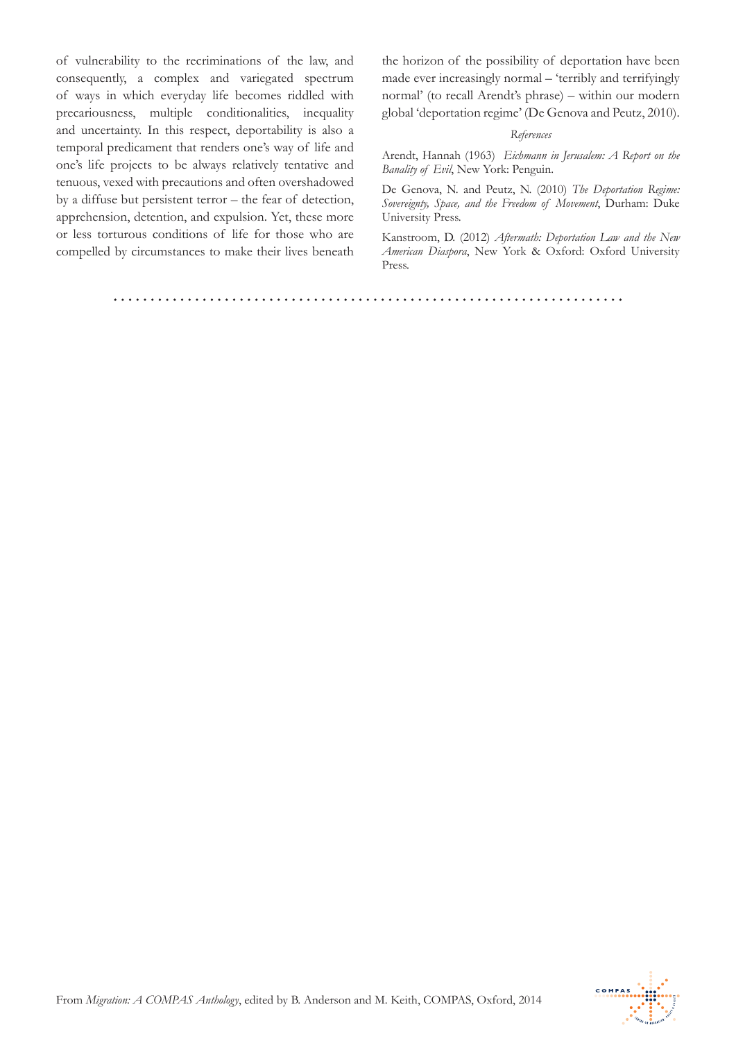of vulnerability to the recriminations of the law, and consequently, a complex and variegated spectrum of ways in which everyday life becomes riddled with precariousness, multiple conditionalities, inequality and uncertainty. In this respect, deportability is also a temporal predicament that renders one's way of life and one's life projects to be always relatively tentative and tenuous, vexed with precautions and often overshadowed by a diffuse but persistent terror – the fear of detection, apprehension, detention, and expulsion. Yet, these more or less torturous conditions of life for those who are compelled by circumstances to make their lives beneath the horizon of the possibility of deportation have been made ever increasingly normal – 'terribly and terrifyingly normal' (to recall Arendt's phrase) – within our modern global 'deportation regime' (De Genova and Peutz, 2010).

*References*

Arendt, Hannah (1963) *Eichmann in Jerusalem: A Report on the Banality of Evil*, New York: Penguin.

De Genova, N. and Peutz, N. (2010) *The Deportation Regime: Sovereignty, Space, and the Freedom of Movement*, Durham: Duke University Press.

Kanstroom, D. (2012) *Aftermath: Deportation Law and the New American Diaspora*, New York & Oxford: Oxford University Press.

From *Migration: A COMPAS Anthology*, edited by B. Anderson and M. Keith, COMPAS, Oxford, 2014